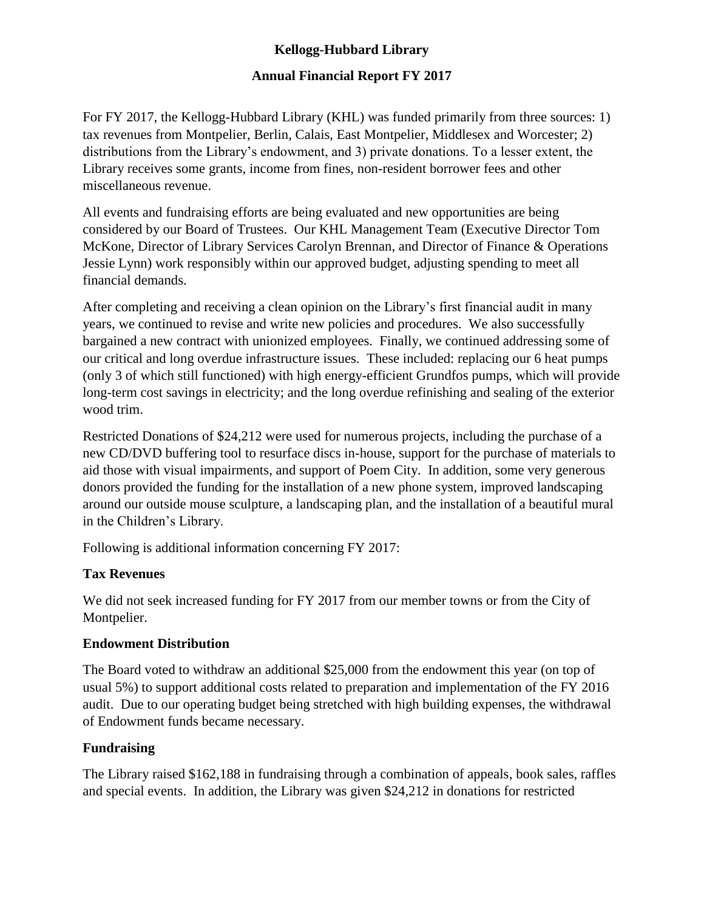# Kellogg-Hubbard Library

## Annual Financial Report FY 2017

For FY 2017, the Kellogg-Hubbard Library (KHL) was funded primarily from three sources: 1) tax revenues from Montpelier, Berlin, Calais, East Montpelier, Middlesex and Worcester; 2) distributions from the Library's endowment, and 3) private donations. To a lesser extent, the Library receives some grants, income from fines, non-resident borrower fees and other miscellaneous revenue.

All events and fundraising efforts are being evaluated and new opportunities are being considered by our Board of Trustees. Our KHL Management Team (Executive Director Tom McKone, Director of Library Services Carolyn Brennan, and Director of Finance & Operations Jessie Lynn) work responsibly within our approved budget, adjusting spending to meet all financial demands.

After completing and receiving a clean opinion on the Library's first financial audit in many years, we continued to revise and write new policies and procedures. We also successfully bargained a new contract with unionized employees. Finally, we continued addressing some of our critical and long overdue infrastructure issues. These included: replacing our 6 heat pumps (only 3 of which still functioned) with high energy-efficient Grundfos pumps, which will provide long-term cost savings in electricity; and the long overdue refinishing and sealing of the exterior wood trim.

Restricted Donations of $24,212 were used for numerous projects, including the purchase of a new CD/DVD buffering tool to resurface discs in-house, support for the purchase of materials to aid those with visual impairments, and support of Poem City. In addition, some very generous donors provided the funding for the installation of a new phone system, improved landscaping around our outside mouse sculpture, a landscaping plan, and the installation of a beautiful mural in the Children's Library.

Following is additional information concerning FY 2017:

### Tax Revenues

We did not seek increased funding for FY 2017 from our member towns or from the City of Montpelier.

### Endowment Distribution

The Board voted to withdraw an additional $25,000 from the endowment this year (on top of usual 5%) to support additional costs related to preparation and implementation of the FY 2016 audit. Due to our operating budget being stretched with high building expenses, the withdrawal of Endowment funds became necessary.

### Fundraising

The Library raised $162,188 in fundraising through a combination of appeals, book sales, raffles and special events. In addition, the Library was given $24,212 in donations for restricted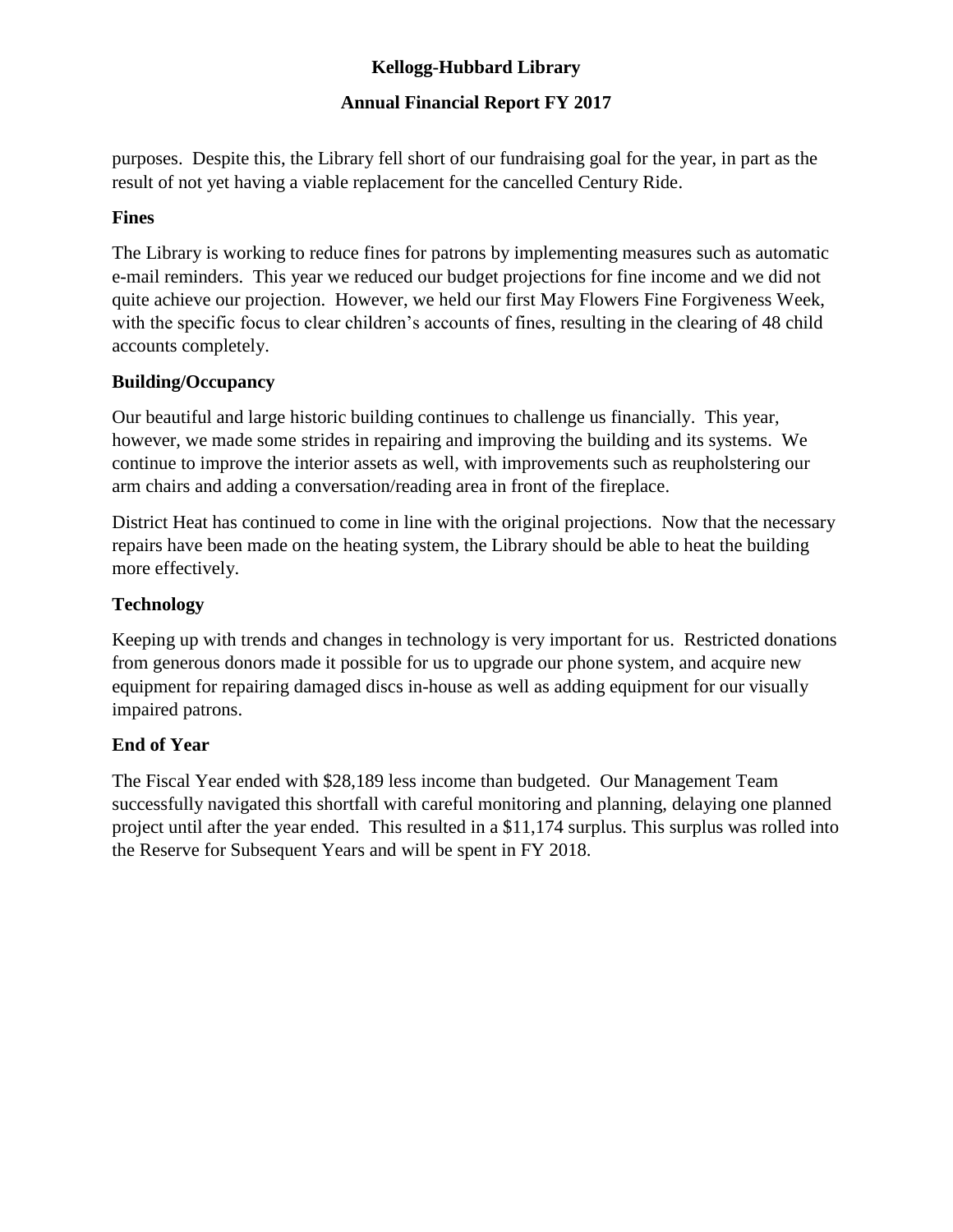purposes. Despite this, the Library fell short of our fundraising goal for the year, in part as the result of not yet having a viable replacement for the cancelled Century Ride.

### Fines

The Library is working to reduce fines for patrons by implementing measures such as automatic e-mail reminders. This year we reduced our budget projections for fine income and we did not quite achieve our projection. However, we held our first May Flowers Fine Forgiveness Week, with the specific focus to clear children's accounts of fines, resulting in the clearing of 48 child accounts completely.

### Building/Occupancy

Our beautiful and large historic building continues to challenge us financially. This year, however, we made some strides in repairing and improving the building and its systems. We continue to improve the interior assets as well, with improvements such as reupholstering our arm chairs and adding a conversation/reading area in front of the fireplace.

District Heat has continued to come in line with the original projections. Now that the necessary repairs have been made on the heating system, the Library should be able to heat the building more effectively.

### Technology

Keeping up with trends and changes in technology is very important for us. Restricted donations from generous donors made it possible for us to upgrade our phone system, and acquire new equipment for repairing damaged discs in-house as well as adding equipment for our visually impaired patrons.

### End of Year

The Fiscal Year ended with $28,189 less income than budgeted. Our Management Team successfully navigated this shortfall with careful monitoring and planning, delaying one planned project until after the year ended. This resulted in a $11,174 surplus. This surplus was rolled into the Reserve for Subsequent Years and will be spent in FY 2018.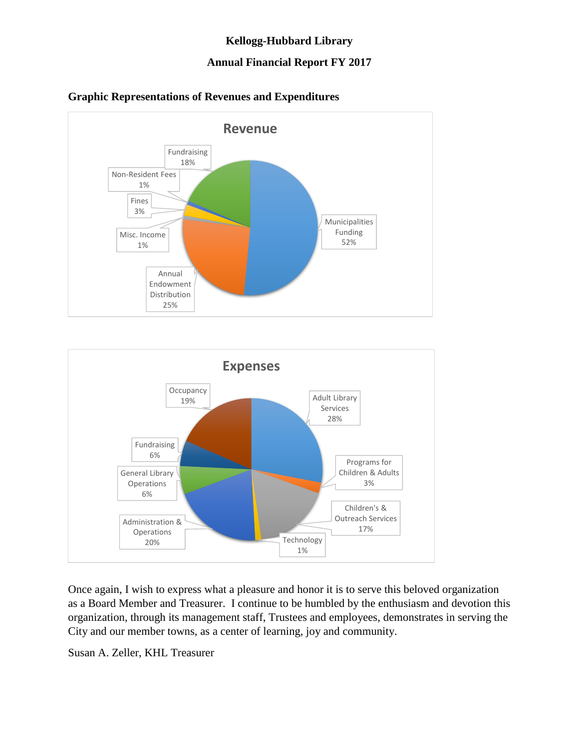**Kellogg-Hubbard Library**

**Annual Financial Report FY 2017**

### Graphic Representations of Revenues and Expenditures

Revenue

Fundraising 18%

Non-Resident Fees 1%

Fines 3%

Misc. Income 1%

Annual Endowment Distribution 25%

Municipalities Funding 52%

Expenses

Occupancy 19%

Adult Library Services 28%

Fundraising 6%

General Library Operations 6%

Programs for Children & Adults 3%

Children's & Outreach Services 17%

Administration & Operations 20%

Technology 1%

Once again, I wish to express what a pleasure and honor it is to serve this beloved organization as a Board Member and Treasurer. I continue to be humbled by the enthusiasm and devotion this organization, through its management staff, Trustees and employees, demonstrates in serving the City and our member towns, as a center of learning, joy and community.

Susan A. Zeller, KHL Treasurer